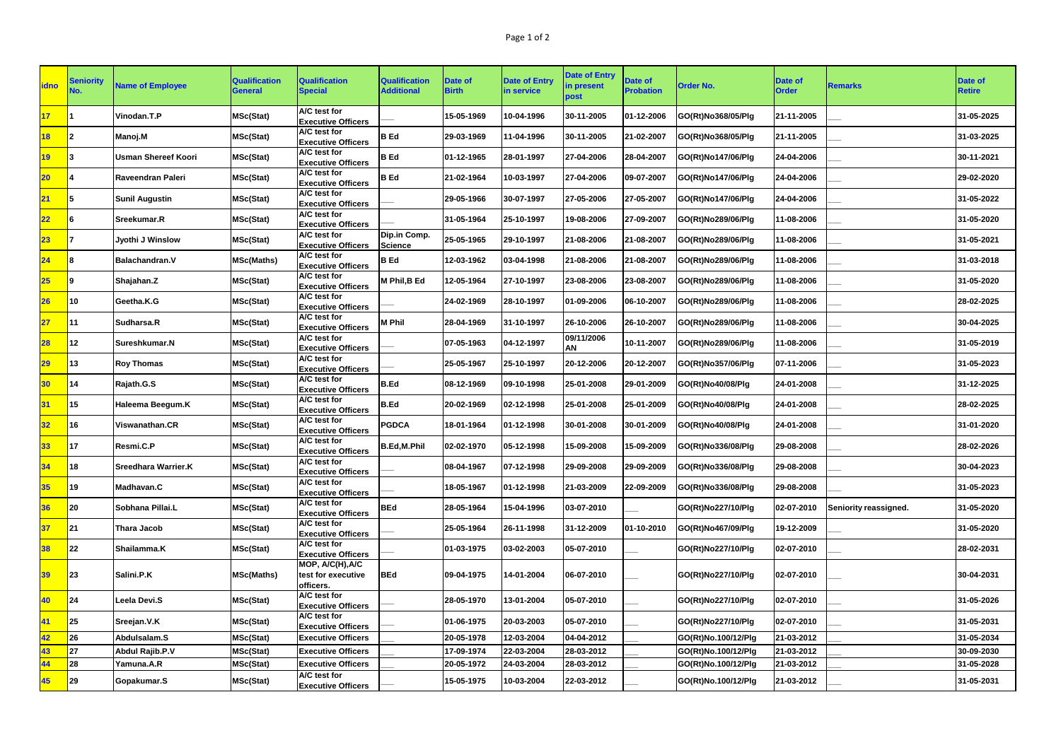| idno | Seniority No. | Name of Employee | Qualification General | Qualification Special | Qualification Additional | Date of Birth | Date of Entry in service | Date of Entry in present post | Date of Probation | Order No. | Date of Order | Remarks | Date of Retire |
|---|---|---|---|---|---|---|---|---|---|---|---|---|---|
| 17 | 1 | Vinodan.T.P | MSc(Stat) | A/C test for Executive Officers | ___ | 15-05-1969 | 10-04-1996 | 30-11-2005 | 01-12-2006 | GO(Rt)No368/05/Plg | 21-11-2005 | ___ | 31-05-2025 |
| 18 | 2 | Manoj.M | MSc(Stat) | A/C test for Executive Officers | B Ed | 29-03-1969 | 11-04-1996 | 30-11-2005 | 21-02-2007 | GO(Rt)No368/05/Plg | 21-11-2005 | ___ | 31-03-2025 |
| 19 | 3 | Usman Shereef Koori | MSc(Stat) | A/C test for Executive Officers | B Ed | 01-12-1965 | 28-01-1997 | 27-04-2006 | 28-04-2007 | GO(Rt)No147/06/Plg | 24-04-2006 | ___ | 30-11-2021 |
| 20 | 4 | Raveendran Paleri | MSc(Stat) | A/C test for Executive Officers | B Ed | 21-02-1964 | 10-03-1997 | 27-04-2006 | 09-07-2007 | GO(Rt)No147/06/Plg | 24-04-2006 | ___ | 29-02-2020 |
| 21 | 5 | Sunil Augustin | MSc(Stat) | A/C test for Executive Officers | ___ | 29-05-1966 | 30-07-1997 | 27-05-2006 | 27-05-2007 | GO(Rt)No147/06/Plg | 24-04-2006 | ___ | 31-05-2022 |
| 22 | 6 | Sreekumar.R | MSc(Stat) | A/C test for Executive Officers | ___ | 31-05-1964 | 25-10-1997 | 19-08-2006 | 27-09-2007 | GO(Rt)No289/06/Plg | 11-08-2006 | ___ | 31-05-2020 |
| 23 | 7 | Jyothi J Winslow | MSc(Stat) | A/C test for Executive Officers | Dip.in Comp. Science | 25-05-1965 | 29-10-1997 | 21-08-2006 | 21-08-2007 | GO(Rt)No289/06/Plg | 11-08-2006 | ___ | 31-05-2021 |
| 24 | 8 | Balachandran.V | MSc(Maths) | A/C test for Executive Officers | B Ed | 12-03-1962 | 03-04-1998 | 21-08-2006 | 21-08-2007 | GO(Rt)No289/06/Plg | 11-08-2006 | ___ | 31-03-2018 |
| 25 | 9 | Shajahan.Z | MSc(Stat) | A/C test for Executive Officers | M Phil,B Ed | 12-05-1964 | 27-10-1997 | 23-08-2006 | 23-08-2007 | GO(Rt)No289/06/Plg | 11-08-2006 | ___ | 31-05-2020 |
| 26 | 10 | Geetha.K.G | MSc(Stat) | A/C test for Executive Officers | ___ | 24-02-1969 | 28-10-1997 | 01-09-2006 | 06-10-2007 | GO(Rt)No289/06/Plg | 11-08-2006 | ___ | 28-02-2025 |
| 27 | 11 | Sudharsa.R | MSc(Stat) | A/C test for Executive Officers | M Phil | 28-04-1969 | 31-10-1997 | 26-10-2006 | 26-10-2007 | GO(Rt)No289/06/Plg | 11-08-2006 | ___ | 30-04-2025 |
| 28 | 12 | Sureshkumar.N | MSc(Stat) | A/C test for Executive Officers | ___ | 07-05-1963 | 04-12-1997 | 09/11/2006 AN | 10-11-2007 | GO(Rt)No289/06/Plg | 11-08-2006 | ___ | 31-05-2019 |
| 29 | 13 | Roy Thomas | MSc(Stat) | A/C test for Executive Officers | ___ | 25-05-1967 | 25-10-1997 | 20-12-2006 | 20-12-2007 | GO(Rt)No357/06/Plg | 07-11-2006 | ___ | 31-05-2023 |
| 30 | 14 | Rajath.G.S | MSc(Stat) | A/C test for Executive Officers | B.Ed | 08-12-1969 | 09-10-1998 | 25-01-2008 | 29-01-2009 | GO(Rt)No40/08/Plg | 24-01-2008 | ___ | 31-12-2025 |
| 31 | 15 | Haleema Beegum.K | MSc(Stat) | A/C test for Executive Officers | B.Ed | 20-02-1969 | 02-12-1998 | 25-01-2008 | 25-01-2009 | GO(Rt)No40/08/Plg | 24-01-2008 | ___ | 28-02-2025 |
| 32 | 16 | Viswanathan.CR | MSc(Stat) | A/C test for Executive Officers | PGDCA | 18-01-1964 | 01-12-1998 | 30-01-2008 | 30-01-2009 | GO(Rt)No40/08/Plg | 24-01-2008 | ___ | 31-01-2020 |
| 33 | 17 | Resmi.C.P | MSc(Stat) | A/C test for Executive Officers | B.Ed,M.Phil | 02-02-1970 | 05-12-1998 | 15-09-2008 | 15-09-2009 | GO(Rt)No336/08/Plg | 29-08-2008 | ___ | 28-02-2026 |
| 34 | 18 | Sreedhara Warrier.K | MSc(Stat) | A/C test for Executive Officers | ___ | 08-04-1967 | 07-12-1998 | 29-09-2008 | 29-09-2009 | GO(Rt)No336/08/Plg | 29-08-2008 | ___ | 30-04-2023 |
| 35 | 19 | Madhavan.C | MSc(Stat) | A/C test for Executive Officers | ___ | 18-05-1967 | 01-12-1998 | 21-03-2009 | 22-09-2009 | GO(Rt)No336/08/Plg | 29-08-2008 | ___ | 31-05-2023 |
| 36 | 20 | Sobhana Pillai.L | MSc(Stat) | A/C test for Executive Officers | BEd | 28-05-1964 | 15-04-1996 | 03-07-2010 | ___ | GO(Rt)No227/10/Plg | 02-07-2010 | Seniority reassigned. | 31-05-2020 |
| 37 | 21 | Thara Jacob | MSc(Stat) | A/C test for Executive Officers | ___ | 25-05-1964 | 26-11-1998 | 31-12-2009 | 01-10-2010 | GO(Rt)No467/09/Plg | 19-12-2009 | ___ | 31-05-2020 |
| 38 | 22 | Shailamma.K | MSc(Stat) | A/C test for Executive Officers | ___ | 01-03-1975 | 03-02-2003 | 05-07-2010 | ___ | GO(Rt)No227/10/Plg | 02-07-2010 | ___ | 28-02-2031 |
| 39 | 23 | Salini.P.K | MSc(Maths) | MOP, A/C(H),A/C test for executive officers. | BEd | 09-04-1975 | 14-01-2004 | 06-07-2010 | ___ | GO(Rt)No227/10/Plg | 02-07-2010 | ___ | 30-04-2031 |
| 40 | 24 | Leela Devi.S | MSc(Stat) | A/C test for Executive Officers | ___ | 28-05-1970 | 13-01-2004 | 05-07-2010 | ___ | GO(Rt)No227/10/Plg | 02-07-2010 | ___ | 31-05-2026 |
| 41 | 25 | Sreejan.V.K | MSc(Stat) | A/C test for Executive Officers | ___ | 01-06-1975 | 20-03-2003 | 05-07-2010 | ___ | GO(Rt)No227/10/Plg | 02-07-2010 | ___ | 31-05-2031 |
| 42 | 26 | Abdulsalam.S | MSc(Stat) | Executive Officers | ___ | 20-05-1978 | 12-03-2004 | 04-04-2012 | ___ | GO(Rt)No.100/12/Plg | 21-03-2012 | ___ | 31-05-2034 |
| 43 | 27 | Abdul Rajib.P.V | MSc(Stat) | Executive Officers | ___ | 17-09-1974 | 22-03-2004 | 28-03-2012 | ___ | GO(Rt)No.100/12/Plg | 21-03-2012 | ___ | 30-09-2030 |
| 44 | 28 | Yamuna.A.R | MSc(Stat) | Executive Officers | ___ | 20-05-1972 | 24-03-2004 | 28-03-2012 | ___ | GO(Rt)No.100/12/Plg | 21-03-2012 | ___ | 31-05-2028 |
| 45 | 29 | Gopakumar.S | MSc(Stat) | A/C test for Executive Officers | ___ | 15-05-1975 | 10-03-2004 | 22-03-2012 | ___ | GO(Rt)No.100/12/Plg | 21-03-2012 | ___ | 31-05-2031 |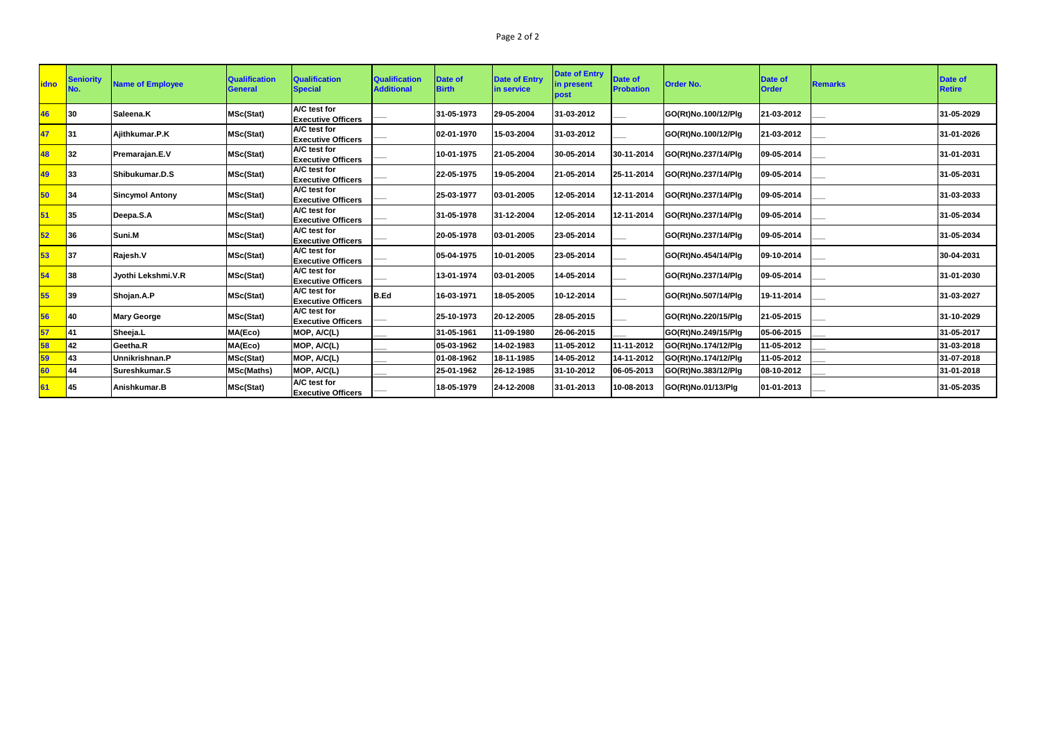| idno | Seniority No. | Name of Employee | Qualification General | Qualification Special | Qualification Additional | Date of Birth | Date of Entry in service | Date of Entry in present post | Date of Probation | Order No. | Date of Order | Remarks | Date of Retire |
|---|---|---|---|---|---|---|---|---|---|---|---|---|---|
| 46 | 30 | Saleena.K | MSc(Stat) | A/C test for Executive Officers | ___ | 31-05-1973 | 29-05-2004 | 31-03-2012 | ___ | GO(Rt)No.100/12/Plg | 21-03-2012 | ___ | 31-05-2029 |
| 47 | 31 | Ajithkumar.P.K | MSc(Stat) | A/C test for Executive Officers | ___ | 02-01-1970 | 15-03-2004 | 31-03-2012 | ___ | GO(Rt)No.100/12/Plg | 21-03-2012 | ___ | 31-01-2026 |
| 48 | 32 | Premarajan.E.V | MSc(Stat) | A/C test for Executive Officers | ___ | 10-01-1975 | 21-05-2004 | 30-05-2014 | 30-11-2014 | GO(Rt)No.237/14/Plg | 09-05-2014 | ___ | 31-01-2031 |
| 49 | 33 | Shibukumar.D.S | MSc(Stat) | A/C test for Executive Officers | ___ | 22-05-1975 | 19-05-2004 | 21-05-2014 | 25-11-2014 | GO(Rt)No.237/14/Plg | 09-05-2014 | ___ | 31-05-2031 |
| 50 | 34 | Sincymol Antony | MSc(Stat) | A/C test for Executive Officers | ___ | 25-03-1977 | 03-01-2005 | 12-05-2014 | 12-11-2014 | GO(Rt)No.237/14/Plg | 09-05-2014 | ___ | 31-03-2033 |
| 51 | 35 | Deepa.S.A | MSc(Stat) | A/C test for Executive Officers | ___ | 31-05-1978 | 31-12-2004 | 12-05-2014 | 12-11-2014 | GO(Rt)No.237/14/Plg | 09-05-2014 | ___ | 31-05-2034 |
| 52 | 36 | Suni.M | MSc(Stat) | A/C test for Executive Officers | ___ | 20-05-1978 | 03-01-2005 | 23-05-2014 | ___ | GO(Rt)No.237/14/Plg | 09-05-2014 | ___ | 31-05-2034 |
| 53 | 37 | Rajesh.V | MSc(Stat) | A/C test for Executive Officers | ___ | 05-04-1975 | 10-01-2005 | 23-05-2014 | ___ | GO(Rt)No.454/14/Plg | 09-10-2014 | ___ | 30-04-2031 |
| 54 | 38 | Jyothi Lekshmi.V.R | MSc(Stat) | A/C test for Executive Officers | ___ | 13-01-1974 | 03-01-2005 | 14-05-2014 | ___ | GO(Rt)No.237/14/Plg | 09-05-2014 | ___ | 31-01-2030 |
| 55 | 39 | Shojan.A.P | MSc(Stat) | A/C test for Executive Officers | B.Ed | 16-03-1971 | 18-05-2005 | 10-12-2014 | ___ | GO(Rt)No.507/14/Plg | 19-11-2014 | ___ | 31-03-2027 |
| 56 | 40 | Mary George | MSc(Stat) | A/C test for Executive Officers | ___ | 25-10-1973 | 20-12-2005 | 28-05-2015 | ___ | GO(Rt)No.220/15/Plg | 21-05-2015 | ___ | 31-10-2029 |
| 57 | 41 | Sheeja.L | MA(Eco) | MOP, A/C(L) | ___ | 31-05-1961 | 11-09-1980 | 26-06-2015 | ___ | GO(Rt)No.249/15/Plg | 05-06-2015 | ___ | 31-05-2017 |
| 58 | 42 | Geetha.R | MA(Eco) | MOP, A/C(L) | ___ | 05-03-1962 | 14-02-1983 | 11-05-2012 | 11-11-2012 | GO(Rt)No.174/12/Plg | 11-05-2012 | ___ | 31-03-2018 |
| 59 | 43 | Unnikrishnan.P | MSc(Stat) | MOP, A/C(L) | ___ | 01-08-1962 | 18-11-1985 | 14-05-2012 | 14-11-2012 | GO(Rt)No.174/12/Plg | 11-05-2012 | ___ | 31-07-2018 |
| 60 | 44 | Sureshkumar.S | MSc(Maths) | MOP, A/C(L) | ___ | 25-01-1962 | 26-12-1985 | 31-10-2012 | 06-05-2013 | GO(Rt)No.383/12/Plg | 08-10-2012 | ___ | 31-01-2018 |
| 61 | 45 | Anishkumar.B | MSc(Stat) | A/C test for Executive Officers | ___ | 18-05-1979 | 24-12-2008 | 31-01-2013 | 10-08-2013 | GO(Rt)No.01/13/Plg | 01-01-2013 | ___ | 31-05-2035 |